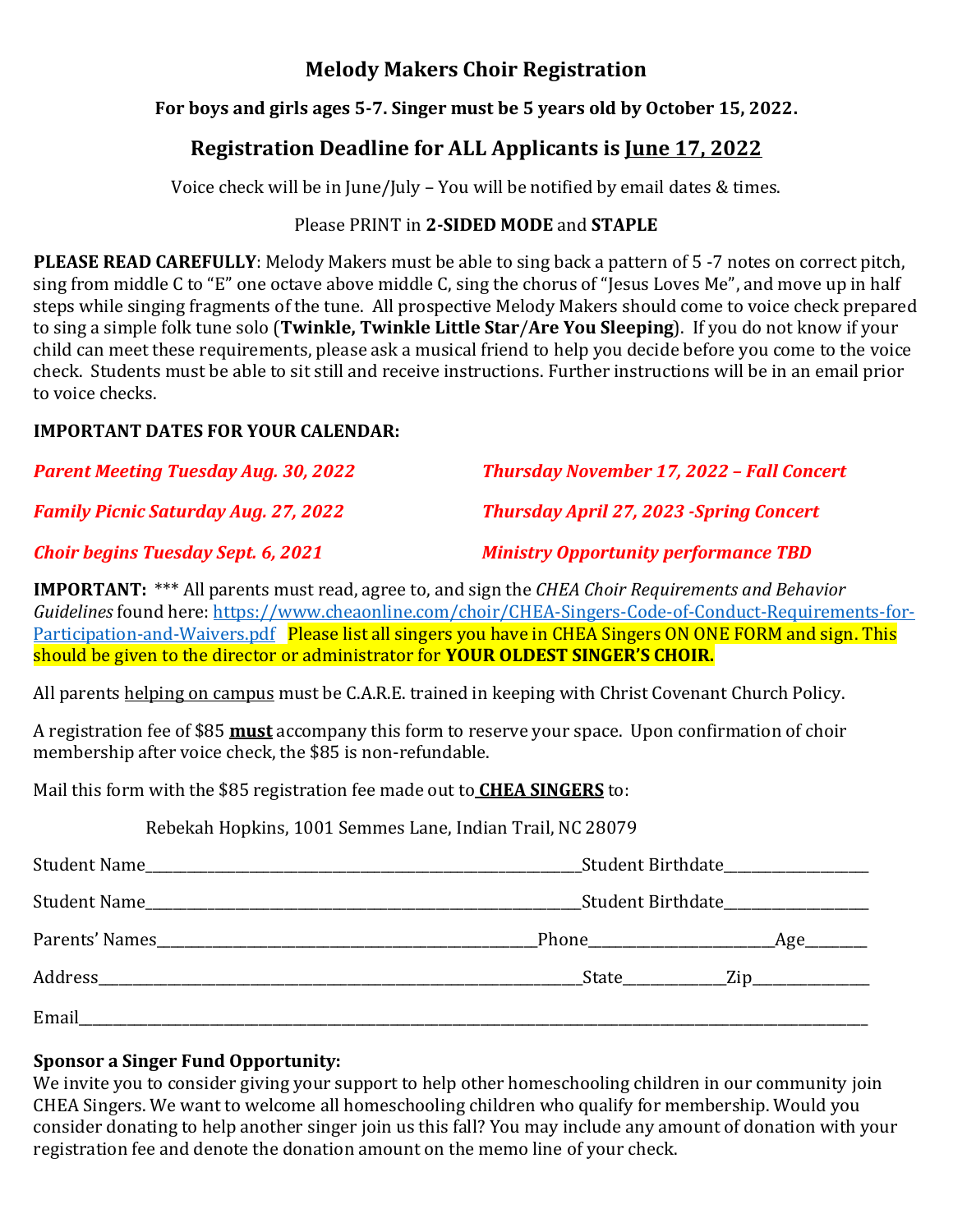# Melody Makers Choir Registration

**For boys and girls ages 5-7. Singer must be 5 years old by October 15, 2022.**

## Registration Deadline for ALL Applicants is June 17, 2022

Voice check will be in June/July – You will be notified by email dates & times.

Please PRINT in **2-SIDED MODE** and **STAPLE**

**PLEASE READ CAREFULLY**: Melody Makers must be able to sing back a pattern of 5 -7 notes on correct pitch, sing from middle C to "E" one octave above middle C, sing the chorus of "Jesus Loves Me", and move up in half steps while singing fragments of the tune. All prospective Melody Makers should come to voice check prepared to sing a simple folk tune solo (**Twinkle, Twinkle Little Star**/**Are You Sleeping**). If you do not know if your child can meet these requirements, please ask a musical friend to help you decide before you come to the voice check. Students must be able to sit still and receive instructions. Further instructions will be in an email prior to voice checks.

**IMPORTANT DATES FOR YOUR CALENDAR:**

***Parent Meeting Tuesday Aug. 30, 2022***

***Family Picnic Saturday Aug. 27, 2022***

***Choir begins Tuesday Sept. 6, 2021***

***Thursday November 17, 2022 – Fall Concert***

***Thursday April 27, 2023 -Spring Concert***

***Ministry Opportunity performance TBD***

**IMPORTANT:** *** All parents must read, agree to, and sign the *CHEA Choir Requirements and Behavior Guidelines* found here: https://www.cheaonline.com/choir/CHEA-Singers-Code-of-Conduct-Requirements-for-Participation-and-Waivers.pdf Please list all singers you have in CHEA Singers ON ONE FORM and sign. This should be given to the director or administrator for **YOUR OLDEST SINGER'S CHOIR.**

All parents helping on campus must be C.A.R.E. trained in keeping with Christ Covenant Church Policy.

A registration fee of $85 **must** accompany this form to reserve your space. Upon confirmation of choir membership after voice check, the $85 is non-refundable.

Mail this form with the $85 registration fee made out to **CHEA SINGERS** to:

Rebekah Hopkins, 1001 Semmes Lane, Indian Trail, NC 28079

Student Name_______________________________________________Student Birthdate_______________

Student Name_______________________________________________Student Birthdate_______________

Parents' Names_________________________________________Phone____________________Age_______

Address_____________________________________________________State___________Zip____________

Email______________________________________________________________________________________

**Sponsor a Singer Fund Opportunity:**
We invite you to consider giving your support to help other homeschooling children in our community join CHEA Singers. We want to welcome all homeschooling children who qualify for membership. Would you consider donating to help another singer join us this fall? You may include any amount of donation with your registration fee and denote the donation amount on the memo line of your check.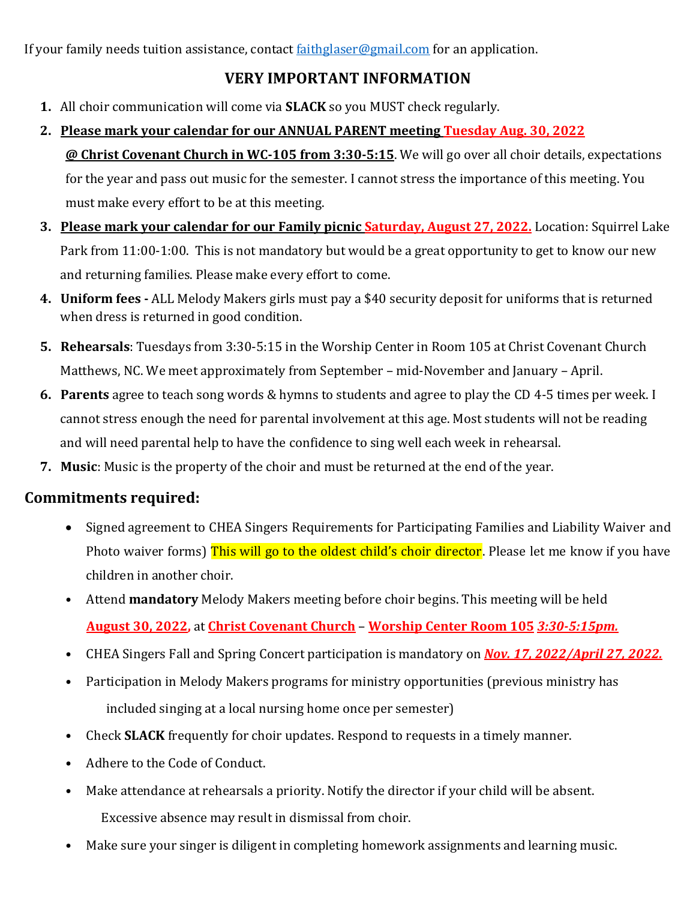If your family needs tuition assistance, contact faithglaser@gmail.com for an application.

## VERY IMPORTANT INFORMATION

1. All choir communication will come via **SLACK** so you MUST check regularly.
2. **Please mark your calendar for our ANNUAL PARENT meeting Tuesday Aug. 30, 2022 @ Christ Covenant Church in WC-105 from 3:30-5:15**. We will go over all choir details, expectations for the year and pass out music for the semester. I cannot stress the importance of this meeting. You must make every effort to be at this meeting.
3. **Please mark your calendar for our Family picnic Saturday, August 27, 2022.** Location: Squirrel Lake Park from 11:00-1:00. This is not mandatory but would be a great opportunity to get to know our new and returning families. Please make every effort to come.
4. **Uniform fees -** ALL Melody Makers girls must pay a $40 security deposit for uniforms that is returned when dress is returned in good condition.
5. **Rehearsals**: Tuesdays from 3:30-5:15 in the Worship Center in Room 105 at Christ Covenant Church Matthews, NC. We meet approximately from September – mid-November and January – April.
6. **Parents** agree to teach song words & hymns to students and agree to play the CD 4-5 times per week. I cannot stress enough the need for parental involvement at this age. Most students will not be reading and will need parental help to have the confidence to sing well each week in rehearsal.
7. **Music**: Music is the property of the choir and must be returned at the end of the year.

## Commitments required:

- Signed agreement to CHEA Singers Requirements for Participating Families and Liability Waiver and Photo waiver forms) This will go to the oldest child's choir director. Please let me know if you have children in another choir.
- Attend **mandatory** Melody Makers meeting before choir begins. This meeting will be held **August 30, 2022**, at **Christ Covenant Church** – **Worship Center Room 105** ***3:30-5:15pm.***
- CHEA Singers Fall and Spring Concert participation is mandatory on ***Nov. 17, 2022/April 27, 2022.***
- Participation in Melody Makers programs for ministry opportunities (previous ministry has included singing at a local nursing home once per semester)
- Check **SLACK** frequently for choir updates. Respond to requests in a timely manner.
- Adhere to the Code of Conduct.
- Make attendance at rehearsals a priority. Notify the director if your child will be absent. Excessive absence may result in dismissal from choir.
- Make sure your singer is diligent in completing homework assignments and learning music.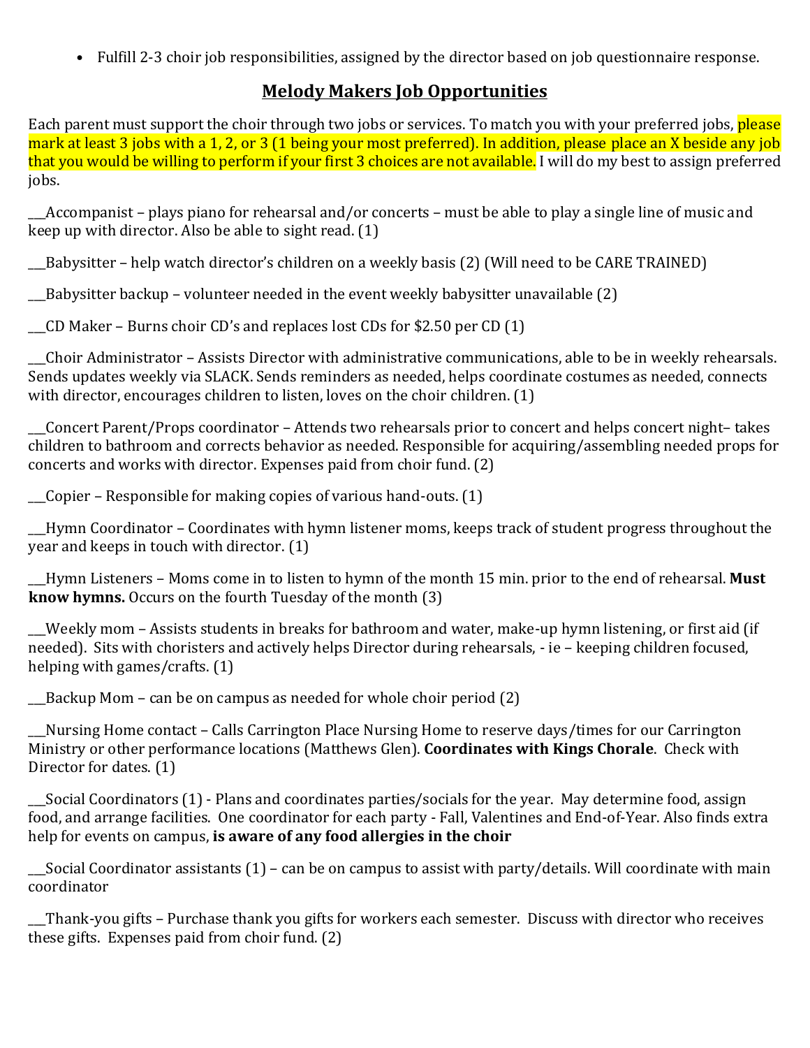- Fulfill 2-3 choir job responsibilities, assigned by the director based on job questionnaire response.

## Melody Makers Job Opportunities

Each parent must support the choir through two jobs or services. To match you with your preferred jobs, please mark at least 3 jobs with a 1, 2, or 3 (1 being your most preferred). In addition, please place an X beside any job that you would be willing to perform if your first 3 choices are not available. I will do my best to assign preferred jobs.

___Accompanist – plays piano for rehearsal and/or concerts – must be able to play a single line of music and keep up with director. Also be able to sight read. (1)

___Babysitter – help watch director's children on a weekly basis (2) (Will need to be CARE TRAINED)

___Babysitter backup – volunteer needed in the event weekly babysitter unavailable (2)

___CD Maker – Burns choir CD's and replaces lost CDs for $2.50 per CD (1)

___Choir Administrator – Assists Director with administrative communications, able to be in weekly rehearsals. Sends updates weekly via SLACK. Sends reminders as needed, helps coordinate costumes as needed, connects with director, encourages children to listen, loves on the choir children. (1)

___Concert Parent/Props coordinator – Attends two rehearsals prior to concert and helps concert night– takes children to bathroom and corrects behavior as needed. Responsible for acquiring/assembling needed props for concerts and works with director. Expenses paid from choir fund. (2)

___Copier – Responsible for making copies of various hand-outs. (1)

___Hymn Coordinator – Coordinates with hymn listener moms, keeps track of student progress throughout the year and keeps in touch with director. (1)

___Hymn Listeners – Moms come in to listen to hymn of the month 15 min. prior to the end of rehearsal. **Must know hymns.** Occurs on the fourth Tuesday of the month (3)

___Weekly mom – Assists students in breaks for bathroom and water, make-up hymn listening, or first aid (if needed). Sits with choristers and actively helps Director during rehearsals, - ie – keeping children focused, helping with games/crafts. (1)

___Backup Mom – can be on campus as needed for whole choir period (2)

___Nursing Home contact – Calls Carrington Place Nursing Home to reserve days/times for our Carrington Ministry or other performance locations (Matthews Glen). **Coordinates with Kings Chorale**. Check with Director for dates. (1)

___Social Coordinators (1) - Plans and coordinates parties/socials for the year. May determine food, assign food, and arrange facilities. One coordinator for each party - Fall, Valentines and End-of-Year. Also finds extra help for events on campus, **is aware of any food allergies in the choir**

___Social Coordinator assistants (1) – can be on campus to assist with party/details. Will coordinate with main coordinator

___Thank-you gifts – Purchase thank you gifts for workers each semester. Discuss with director who receives these gifts. Expenses paid from choir fund. (2)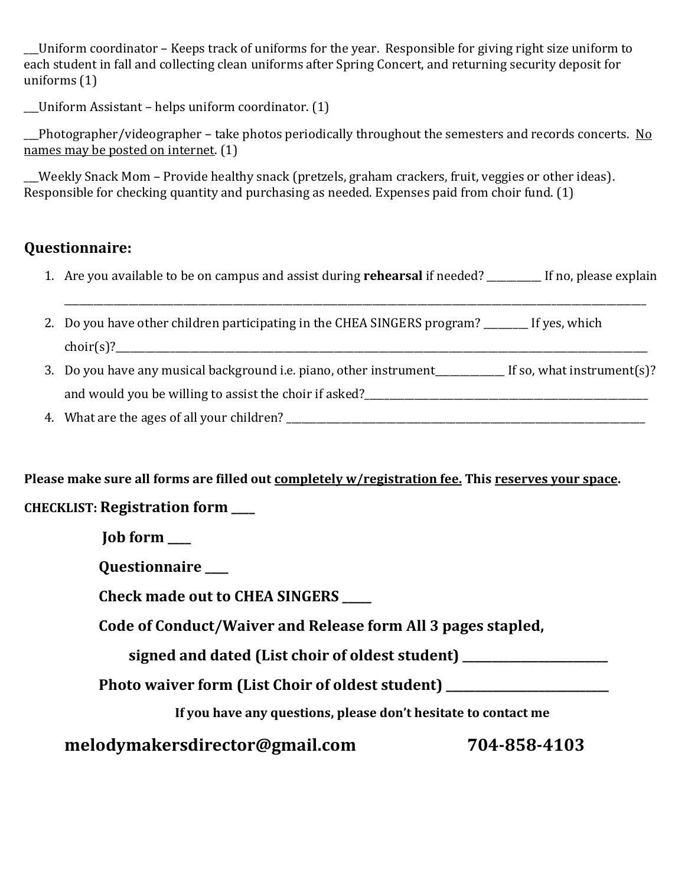___Uniform coordinator – Keeps track of uniforms for the year. Responsible for giving right size uniform to each student in fall and collecting clean uniforms after Spring Concert, and returning security deposit for uniforms (1)

___Uniform Assistant – helps uniform coordinator. (1)

___Photographer/videographer – take photos periodically throughout the semesters and records concerts. <u>No names may be posted on internet</u>. (1)

___Weekly Snack Mom – Provide healthy snack (pretzels, graham crackers, fruit, veggies or other ideas). Responsible for checking quantity and purchasing as needed. Expenses paid from choir fund. (1)

## Questionnaire:

1. Are you available to be on campus and assist during **rehearsal** if needed? ___________ If no, please explain ______________________________________________________________________________
2. Do you have other children participating in the CHEA SINGERS program? _________ If yes, which choir(s)?______________________________________________________________________________
3. Do you have any musical background i.e. piano, other instrument______________ If so, what instrument(s)? and would you be willing to assist the choir if asked?_______________________________________
4. What are the ages of all your children? ____________________________________________________________

**Please make sure all forms are filled out <u>completely w/registration fee.</u> This <u>reserves your space</u>.**

**CHECKLIST: Registration form ____**

**Job form ____**

**Questionnaire ____**

**Check made out to CHEA SINGERS _____**

**Code of Conduct/Waiver and Release form All 3 pages stapled,**

**signed and dated (List choir of oldest student) _________________________**

**Photo waiver form (List Choir of oldest student) ___________________________**

**If you have any questions, please don't hesitate to contact me**

**melodymakersdirector@gmail.com 704-858-4103**